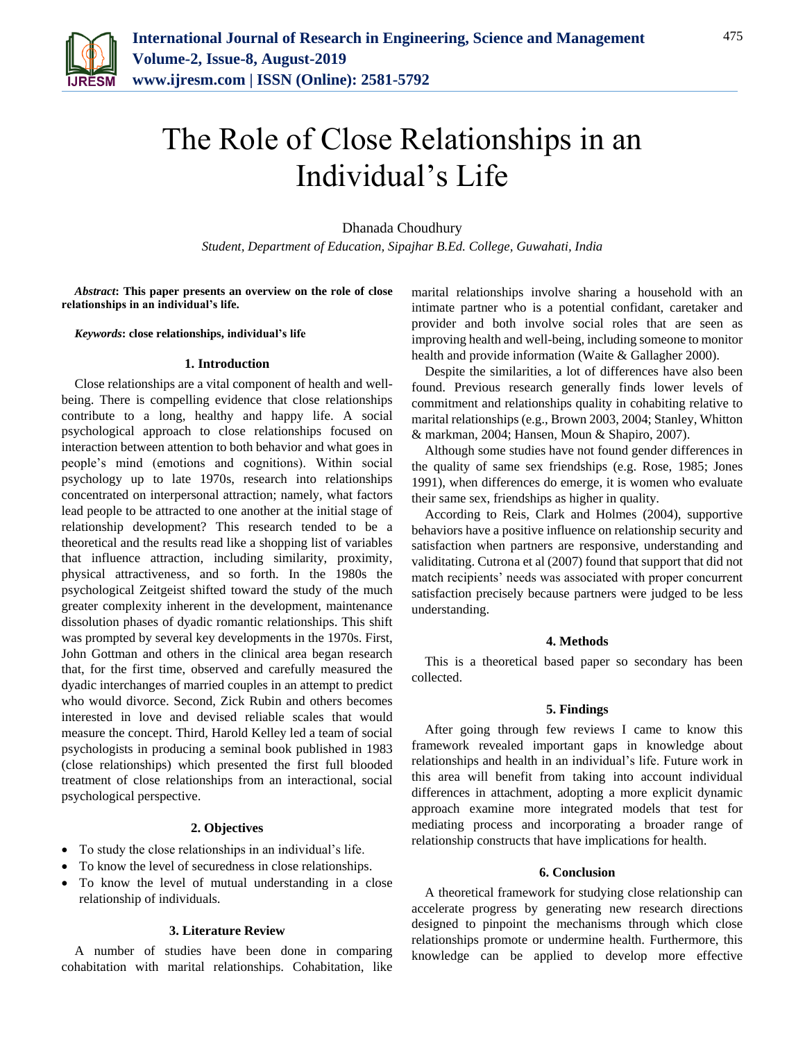# The Role of Close Relationships in an Individual's Life

Dhanada Choudhury

*Student, Department of Education, Sipajhar B.Ed. College, Guwahati, India*

***Abstract*: This paper presents an overview on the role of close relationships in an individual's life.**

***Keywords*: close relationships, individual's life**

## 1. Introduction

Close relationships are a vital component of health and well-being. There is compelling evidence that close relationships contribute to a long, healthy and happy life. A social psychological approach to close relationships focused on interaction between attention to both behavior and what goes in people's mind (emotions and cognitions). Within social psychology up to late 1970s, research into relationships concentrated on interpersonal attraction; namely, what factors lead people to be attracted to one another at the initial stage of relationship development? This research tended to be a theoretical and the results read like a shopping list of variables that influence attraction, including similarity, proximity, physical attractiveness, and so forth. In the 1980s the psychological Zeitgeist shifted toward the study of the much greater complexity inherent in the development, maintenance dissolution phases of dyadic romantic relationships. This shift was prompted by several key developments in the 1970s. First, John Gottman and others in the clinical area began research that, for the first time, observed and carefully measured the dyadic interchanges of married couples in an attempt to predict who would divorce. Second, Zick Rubin and others becomes interested in love and devised reliable scales that would measure the concept. Third, Harold Kelley led a team of social psychologists in producing a seminal book published in 1983 (close relationships) which presented the first full blooded treatment of close relationships from an interactional, social psychological perspective.

## 2. Objectives

- To study the close relationships in an individual's life.
- To know the level of securedness in close relationships.
- To know the level of mutual understanding in a close relationship of individuals.

## 3. Literature Review

A number of studies have been done in comparing cohabitation with marital relationships. Cohabitation, like marital relationships involve sharing a household with an intimate partner who is a potential confidant, caretaker and provider and both involve social roles that are seen as improving health and well-being, including someone to monitor health and provide information (Waite & Gallagher 2000).

Despite the similarities, a lot of differences have also been found. Previous research generally finds lower levels of commitment and relationships quality in cohabiting relative to marital relationships (e.g., Brown 2003, 2004; Stanley, Whitton & markman, 2004; Hansen, Moun & Shapiro, 2007).

Although some studies have not found gender differences in the quality of same sex friendships (e.g. Rose, 1985; Jones 1991), when differences do emerge, it is women who evaluate their same sex, friendships as higher in quality.

According to Reis, Clark and Holmes (2004), supportive behaviors have a positive influence on relationship security and satisfaction when partners are responsive, understanding and validitating. Cutrona et al (2007) found that support that did not match recipients' needs was associated with proper concurrent satisfaction precisely because partners were judged to be less understanding.

## 4. Methods

This is a theoretical based paper so secondary has been collected.

## 5. Findings

After going through few reviews I came to know this framework revealed important gaps in knowledge about relationships and health in an individual's life. Future work in this area will benefit from taking into account individual differences in attachment, adopting a more explicit dynamic approach examine more integrated models that test for mediating process and incorporating a broader range of relationship constructs that have implications for health.

## 6. Conclusion

A theoretical framework for studying close relationship can accelerate progress by generating new research directions designed to pinpoint the mechanisms through which close relationships promote or undermine health. Furthermore, this knowledge can be applied to develop more effective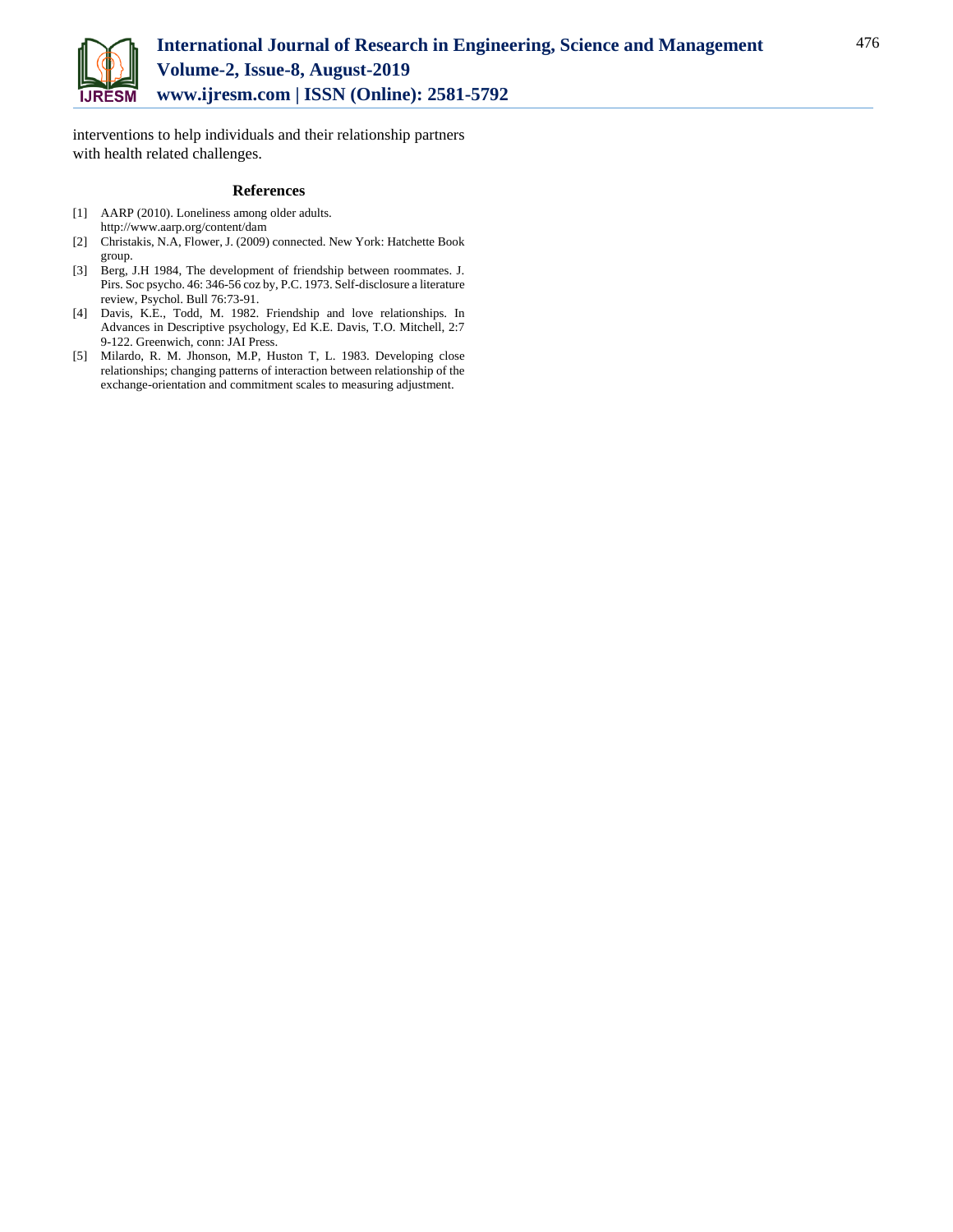interventions to help individuals and their relationship partners with health related challenges.

## References

[1] AARP (2010). Loneliness among older adults. http://www.aarp.org/content/dam

[2] Christakis, N.A, Flower, J. (2009) connected. New York: Hatchette Book group.

[3] Berg, J.H 1984, The development of friendship between roommates. J. Pirs. Soc psycho. 46: 346-56 coz by, P.C. 1973. Self-disclosure a literature review, Psychol. Bull 76:73-91.

[4] Davis, K.E., Todd, M. 1982. Friendship and love relationships. In Advances in Descriptive psychology, Ed K.E. Davis, T.O. Mitchell, 2:7 9-122. Greenwich, conn: JAI Press.

[5] Milardo, R. M. Jhonson, M.P, Huston T, L. 1983. Developing close relationships; changing patterns of interaction between relationship of the exchange-orientation and commitment scales to measuring adjustment.